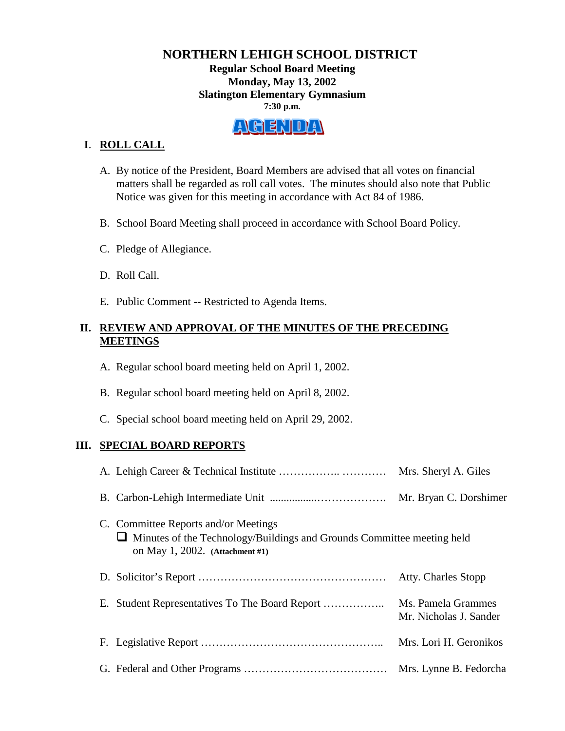# NORTHERN LEHIGH SCHOOL DISTRICT

**Regular School Board Meeting**
**Monday, May 13, 2002**
**Slatington Elementary Gymnasium**
**7:30 p.m.**

**AGENDA**

## I. ROLL CALL

A. By notice of the President, Board Members are advised that all votes on financial matters shall be regarded as roll call votes. The minutes should also note that Public Notice was given for this meeting in accordance with Act 84 of 1986.

B. School Board Meeting shall proceed in accordance with School Board Policy.

C. Pledge of Allegiance.

D. Roll Call.

E. Public Comment -- Restricted to Agenda Items.

## II. REVIEW AND APPROVAL OF THE MINUTES OF THE PRECEDING MEETINGS

A. Regular school board meeting held on April 1, 2002.

B. Regular school board meeting held on April 8, 2002.

C. Special school board meeting held on April 29, 2002.

## III. SPECIAL BOARD REPORTS

A. Lehigh Career & Technical Institute …………….. ………… Mrs. Sheryl A. Giles

B. Carbon-Lehigh Intermediate Unit ................……………… Mr. Bryan C. Dorshimer

C. Committee Reports and/or Meetings

- ❑ Minutes of the Technology/Buildings and Grounds Committee meeting held on May 1, 2002. **(Attachment #1)**

D. Solicitor's Report …………………………………………… Atty. Charles Stopp

E. Student Representatives To The Board Report …………….. Ms. Pamela Grammes, Mr. Nicholas J. Sander

F. Legislative Report ………………………………………….. Mrs. Lori H. Geronikos

G. Federal and Other Programs ………………………………… Mrs. Lynne B. Fedorcha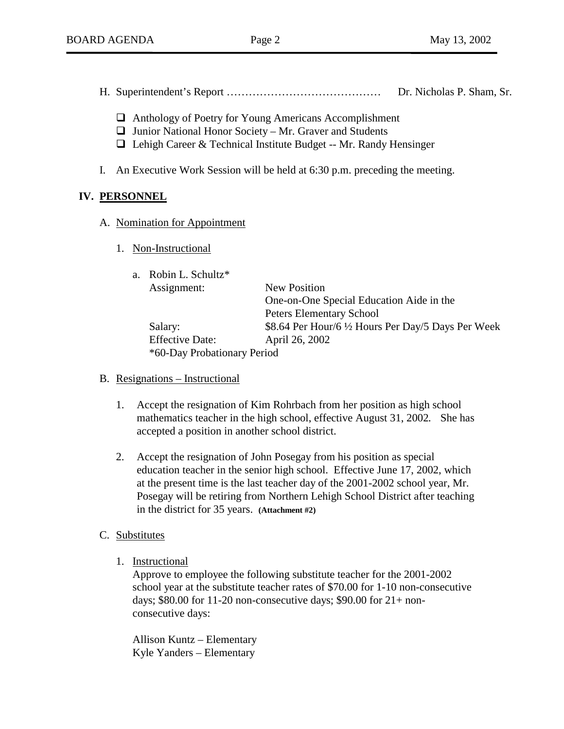H. Superintendent's Report …………………………………… Dr. Nicholas P. Sham, Sr.

- ❑ Anthology of Poetry for Young Americans Accomplishment
- ❑ Junior National Honor Society – Mr. Graver and Students
- ❑ Lehigh Career & Technical Institute Budget -- Mr. Randy Hensinger

I. An Executive Work Session will be held at 6:30 p.m. preceding the meeting.

## IV. PERSONNEL

A. Nomination for Appointment

1. Non-Instructional

a. Robin L. Schultz*

| | |
|---|---|
| Assignment: | New Position<br>One-on-One Special Education Aide in the Peters Elementary School |
| Salary: | $8.64 Per Hour/6 ½ Hours Per Day/5 Days Per Week |
| Effective Date: | April 26, 2002 |

*60-Day Probationary Period

B. Resignations – Instructional

1. Accept the resignation of Kim Rohrbach from her position as high school mathematics teacher in the high school, effective August 31, 2002. She has accepted a position in another school district.

2. Accept the resignation of John Posegay from his position as special education teacher in the senior high school. Effective June 17, 2002, which at the present time is the last teacher day of the 2001-2002 school year, Mr. Posegay will be retiring from Northern Lehigh School District after teaching in the district for 35 years. **(Attachment #2)**

C. Substitutes

1. Instructional

Approve to employee the following substitute teacher for the 2001-2002 school year at the substitute teacher rates of $70.00 for 1-10 non-consecutive days; $80.00 for 11-20 non-consecutive days; $90.00 for 21+ non-consecutive days:

Allison Kuntz – Elementary
Kyle Yanders – Elementary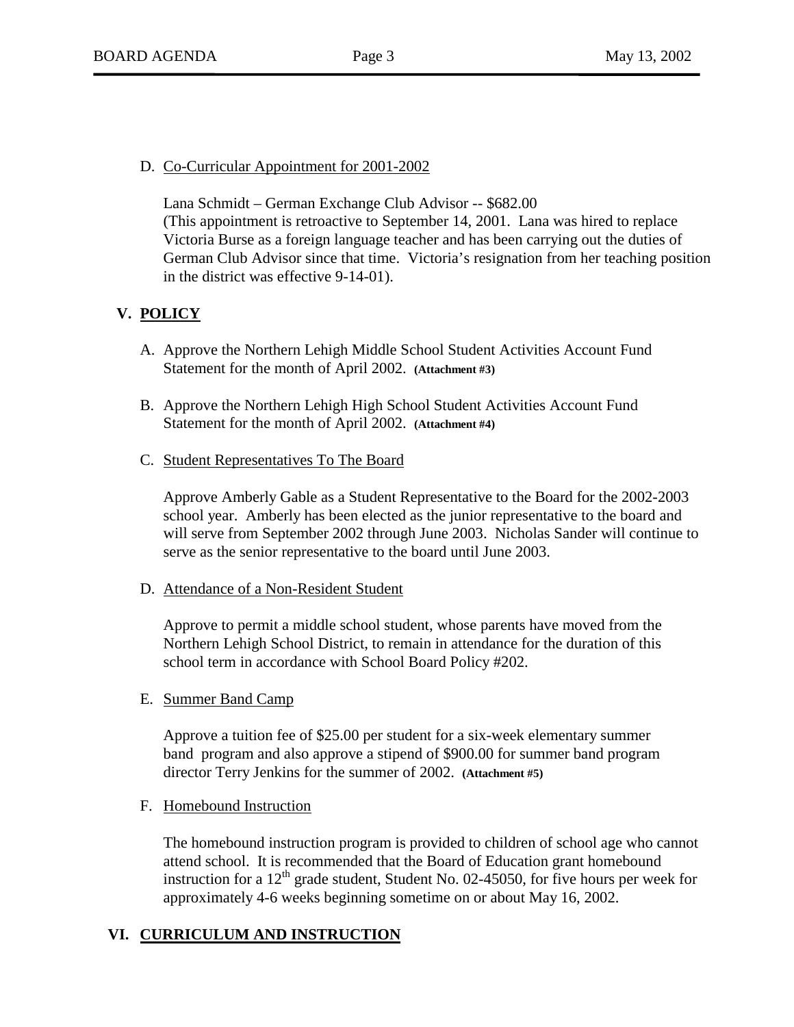D. <u>Co-Curricular Appointment for 2001-2002</u>

Lana Schmidt – German Exchange Club Advisor -- $682.00
(This appointment is retroactive to September 14, 2001. Lana was hired to replace Victoria Burse as a foreign language teacher and has been carrying out the duties of German Club Advisor since that time. Victoria's resignation from her teaching position in the district was effective 9-14-01).

## V. POLICY

A. Approve the Northern Lehigh Middle School Student Activities Account Fund Statement for the month of April 2002. **(Attachment #3)**

B. Approve the Northern Lehigh High School Student Activities Account Fund Statement for the month of April 2002. **(Attachment #4)**

C. <u>Student Representatives To The Board</u>

Approve Amberly Gable as a Student Representative to the Board for the 2002-2003 school year. Amberly has been elected as the junior representative to the board and will serve from September 2002 through June 2003. Nicholas Sander will continue to serve as the senior representative to the board until June 2003.

D. <u>Attendance of a Non-Resident Student</u>

Approve to permit a middle school student, whose parents have moved from the Northern Lehigh School District, to remain in attendance for the duration of this school term in accordance with School Board Policy #202.

E. <u>Summer Band Camp</u>

Approve a tuition fee of $25.00 per student for a six-week elementary summer band program and also approve a stipend of $900.00 for summer band program director Terry Jenkins for the summer of 2002. **(Attachment #5)**

F. <u>Homebound Instruction</u>

The homebound instruction program is provided to children of school age who cannot attend school. It is recommended that the Board of Education grant homebound instruction for a 12th grade student, Student No. 02-45050, for five hours per week for approximately 4-6 weeks beginning sometime on or about May 16, 2002.

## VI. CURRICULUM AND INSTRUCTION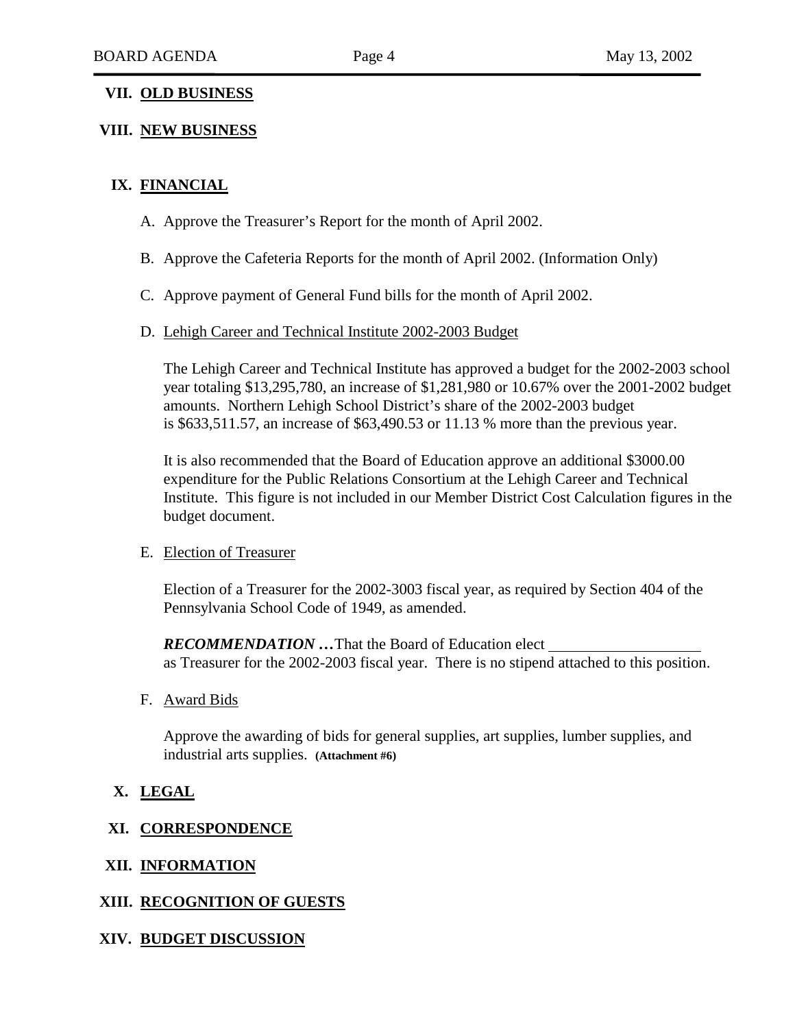## VII. OLD BUSINESS

## VIII. NEW BUSINESS

## IX. FINANCIAL

A. Approve the Treasurer's Report for the month of April 2002.

B. Approve the Cafeteria Reports for the month of April 2002. (Information Only)

C. Approve payment of General Fund bills for the month of April 2002.

D. Lehigh Career and Technical Institute 2002-2003 Budget

The Lehigh Career and Technical Institute has approved a budget for the 2002-2003 school year totaling $13,295,780, an increase of $1,281,980 or 10.67% over the 2001-2002 budget amounts. Northern Lehigh School District's share of the 2002-2003 budget is $633,511.57, an increase of $63,490.53 or 11.13 % more than the previous year.

It is also recommended that the Board of Education approve an additional $3000.00 expenditure for the Public Relations Consortium at the Lehigh Career and Technical Institute. This figure is not included in our Member District Cost Calculation figures in the budget document.

E. Election of Treasurer

Election of a Treasurer for the 2002-3003 fiscal year, as required by Section 404 of the Pennsylvania School Code of 1949, as amended.

***RECOMMENDATION …***That the Board of Education elect ____________________ as Treasurer for the 2002-2003 fiscal year. There is no stipend attached to this position.

F. Award Bids

Approve the awarding of bids for general supplies, art supplies, lumber supplies, and industrial arts supplies. **(Attachment #6)**

## X. LEGAL

## XI. CORRESPONDENCE

## XII. INFORMATION

## XIII. RECOGNITION OF GUESTS

## XIV. BUDGET DISCUSSION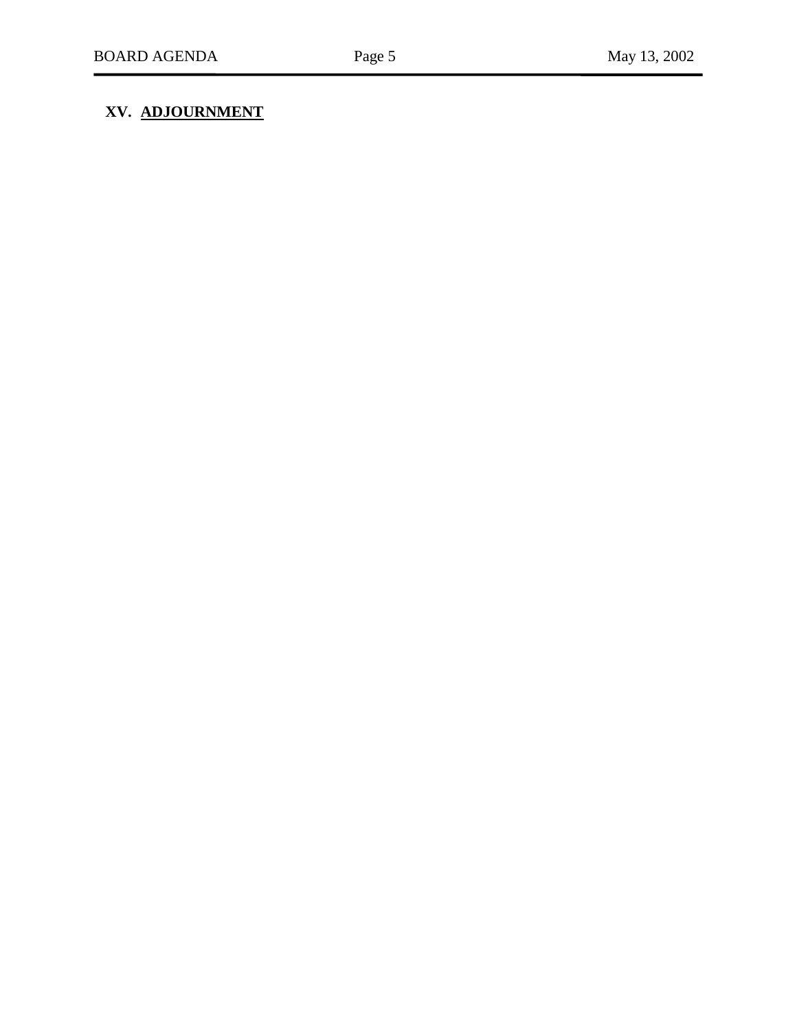## XV. ADJOURNMENT